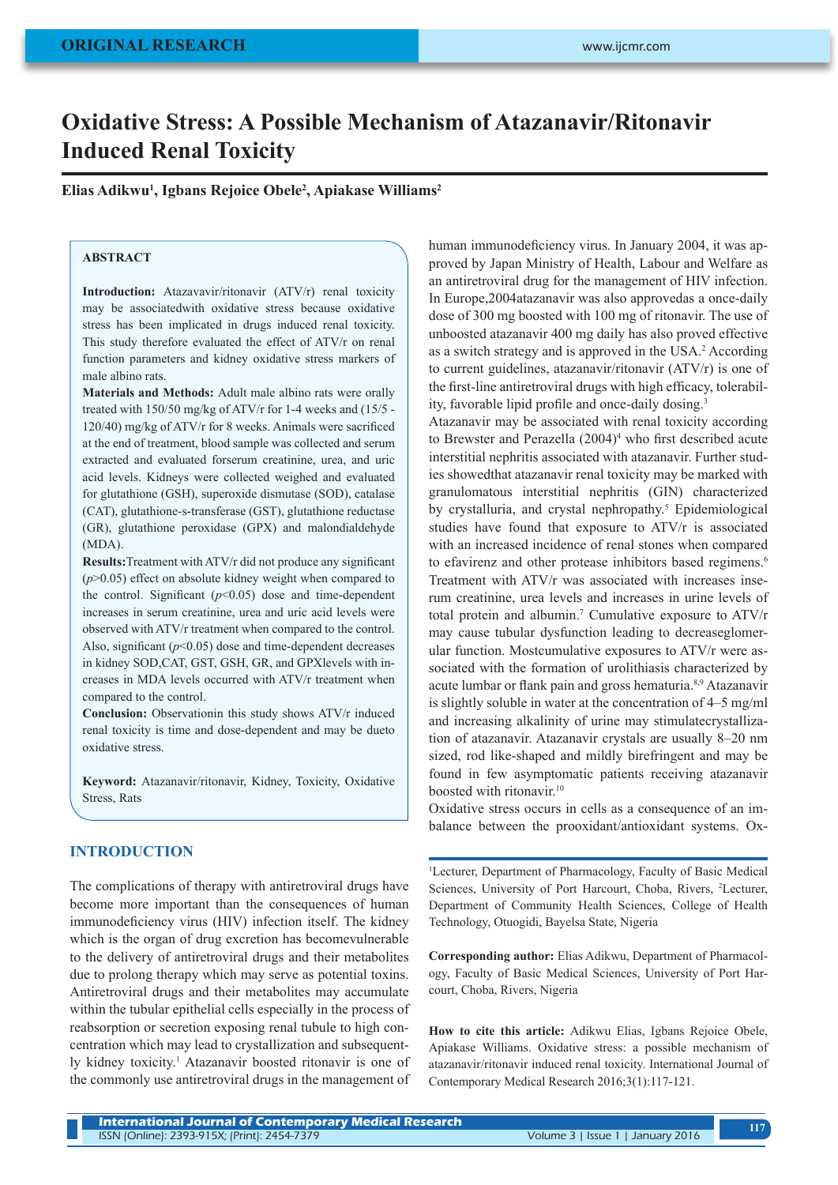ORIGINAL RESEARCH

# Oxidative Stress: A Possible Mechanism of Atazanavir/Ritonavir Induced Renal Toxicity

**Elias Adikwu[1], Igbans Rejoice Obele[2], Apiakase Williams[2]**

## ABSTRACT

**Introduction:** Atazavavir/ritonavir (ATV/r) renal toxicity may be associatedwith oxidative stress because oxidative stress has been implicated in drugs induced renal toxicity. This study therefore evaluated the effect of ATV/r on renal function parameters and kidney oxidative stress markers of male albino rats.

**Materials and Methods:** Adult male albino rats were orally treated with 150/50 mg/kg of ATV/r for 1-4 weeks and (15/5 - 120/40) mg/kg of ATV/r for 8 weeks. Animals were sacrificed at the end of treatment, blood sample was collected and serum extracted and evaluated forserum creatinine, urea, and uric acid levels. Kidneys were collected weighed and evaluated for glutathione (GSH), superoxide dismutase (SOD), catalase (CAT), glutathione-s-transferase (GST), glutathione reductase (GR), glutathione peroxidase (GPX) and malondialdehyde (MDA).

**Results:** Treatment with ATV/r did not produce any significant ($p$>0.05) effect on absolute kidney weight when compared to the control. Significant ($p$<0.05) dose and time-dependent increases in serum creatinine, urea and uric acid levels were observed with ATV/r treatment when compared to the control. Also, significant ($p$<0.05) dose and time-dependent decreases in kidney SOD,CAT, GST, GSH, GR, and GPXlevels with increases in MDA levels occurred with ATV/r treatment when compared to the control.

**Conclusion:** Observationin this study shows ATV/r induced renal toxicity is time and dose-dependent and may be dueto oxidative stress.

**Keyword:** Atazanavir/ritonavir, Kidney, Toxicity, Oxidative Stress, Rats

## INTRODUCTION

The complications of therapy with antiretroviral drugs have become more important than the consequences of human immunodeficiency virus (HIV) infection itself. The kidney which is the organ of drug excretion has becomevulnerable to the delivery of antiretroviral drugs and their metabolites due to prolong therapy which may serve as potential toxins. Antiretroviral drugs and their metabolites may accumulate within the tubular epithelial cells especially in the process of reabsorption or secretion exposing renal tubule to high concentration which may lead to crystallization and subsequently kidney toxicity.[1] Atazanavir boosted ritonavir is one of the commonly use antiretroviral drugs in the management of human immunodeficiency virus. In January 2004, it was approved by Japan Ministry of Health, Labour and Welfare as an antiretroviral drug for the management of HIV infection. In Europe,2004atazanavir was also approvedas a once-daily dose of 300 mg boosted with 100 mg of ritonavir. The use of unboosted atazanavir 400 mg daily has also proved effective as a switch strategy and is approved in the USA.[2] According to current guidelines, atazanavir/ritonavir (ATV/r) is one of the first-line antiretroviral drugs with high efficacy, tolerability, favorable lipid profile and once-daily dosing.[3]

Atazanavir may be associated with renal toxicity according to Brewster and Perazella (2004)[4] who first described acute interstitial nephritis associated with atazanavir. Further studies showedthat atazanavir renal toxicity may be marked with granulomatous interstitial nephritis (GIN) characterized by crystalluria, and crystal nephropathy.[5] Epidemiological studies have found that exposure to ATV/r is associated with an increased incidence of renal stones when compared to efavirenz and other protease inhibitors based regimens.[6] Treatment with ATV/r was associated with increases inserum creatinine, urea levels and increases in urine levels of total protein and albumin.[7] Cumulative exposure to ATV/r may cause tubular dysfunction leading to decreaseglomerular function. Mostcumulative exposures to ATV/r were associated with the formation of urolithiasis characterized by acute lumbar or flank pain and gross hematuria.[8,9] Atazanavir is slightly soluble in water at the concentration of 4–5 mg/ml and increasing alkalinity of urine may stimulatecrystallization of atazanavir. Atazanavir crystals are usually 8–20 nm sized, rod like-shaped and mildly birefringent and may be found in few asymptomatic patients receiving atazanavir boosted with ritonavir.[10]

Oxidative stress occurs in cells as a consequence of an imbalance between the prooxidant/antioxidant systems. Ox-

---

[1]Lecturer, Department of Pharmacology, Faculty of Basic Medical Sciences, University of Port Harcourt, Choba, Rivers, [2]Lecturer, Department of Community Health Sciences, College of Health Technology, Otuogidi, Bayelsa State, Nigeria

**Corresponding author:** Elias Adikwu, Department of Pharmacology, Faculty of Basic Medical Sciences, University of Port Harcourt, Choba, Rivers, Nigeria

**How to cite this article:** Adikwu Elias, Igbans Rejoice Obele, Apiakase Williams. Oxidative stress: a possible mechanism of atazanavir/ritonavir induced renal toxicity. International Journal of Contemporary Medical Research 2016;3(1):117-121.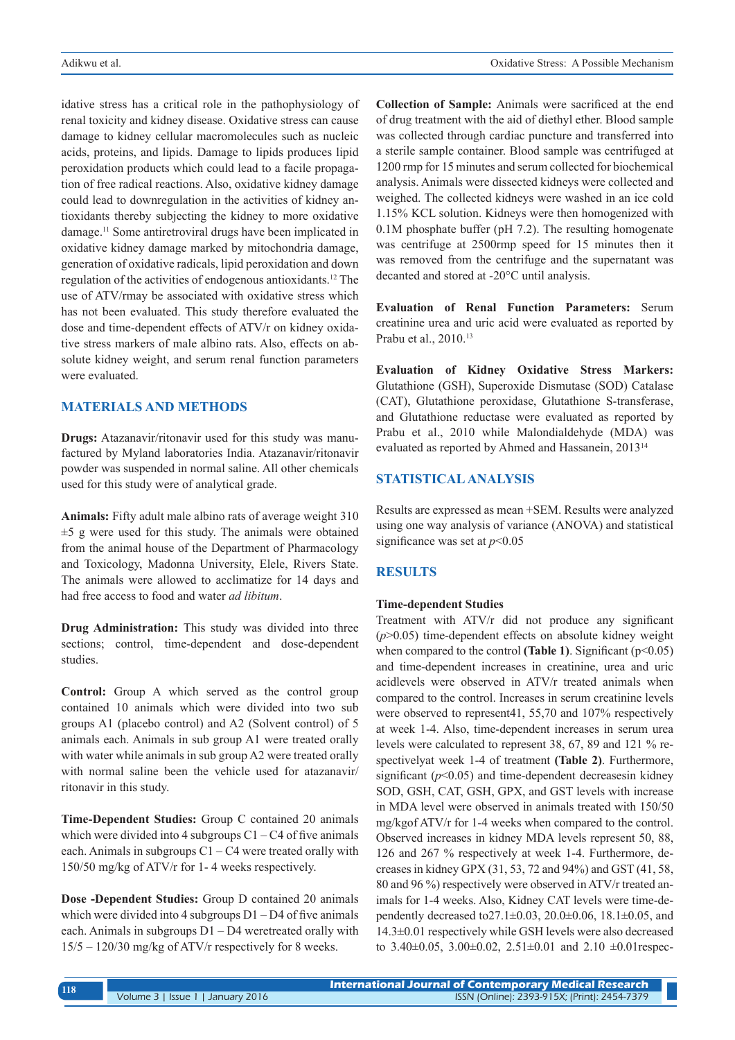idative stress has a critical role in the pathophysiology of renal toxicity and kidney disease. Oxidative stress can cause damage to kidney cellular macromolecules such as nucleic acids, proteins, and lipids. Damage to lipids produces lipid peroxidation products which could lead to a facile propagation of free radical reactions. Also, oxidative kidney damage could lead to downregulation in the activities of kidney antioxidants thereby subjecting the kidney to more oxidative damage.[11] Some antiretroviral drugs have been implicated in oxidative kidney damage marked by mitochondria damage, generation of oxidative radicals, lipid peroxidation and down regulation of the activities of endogenous antioxidants.[12] The use of ATV/rmay be associated with oxidative stress which has not been evaluated. This study therefore evaluated the dose and time-dependent effects of ATV/r on kidney oxidative stress markers of male albino rats. Also, effects on absolute kidney weight, and serum renal function parameters were evaluated.

## MATERIALS AND METHODS

**Drugs:** Atazanavir/ritonavir used for this study was manufactured by Myland laboratories India. Atazanavir/ritonavir powder was suspended in normal saline. All other chemicals used for this study were of analytical grade.

**Animals:** Fifty adult male albino rats of average weight 310 ±5 g were used for this study. The animals were obtained from the animal house of the Department of Pharmacology and Toxicology, Madonna University, Elele, Rivers State. The animals were allowed to acclimatize for 14 days and had free access to food and water *ad libitum*.

**Drug Administration:** This study was divided into three sections; control, time-dependent and dose-dependent studies.

**Control:** Group A which served as the control group contained 10 animals which were divided into two sub groups A1 (placebo control) and A2 (Solvent control) of 5 animals each. Animals in sub group A1 were treated orally with water while animals in sub group A2 were treated orally with normal saline been the vehicle used for atazanavir/ritonavir in this study.

**Time-Dependent Studies:** Group C contained 20 animals which were divided into 4 subgroups C1 – C4 of five animals each. Animals in subgroups C1 – C4 were treated orally with 150/50 mg/kg of ATV/r for 1- 4 weeks respectively.

**Dose -Dependent Studies:** Group D contained 20 animals which were divided into 4 subgroups D1 – D4 of five animals each. Animals in subgroups D1 – D4 weretreated orally with 15/5 – 120/30 mg/kg of ATV/r respectively for 8 weeks.

**Collection of Sample:** Animals were sacrificed at the end of drug treatment with the aid of diethyl ether. Blood sample was collected through cardiac puncture and transferred into a sterile sample container. Blood sample was centrifuged at 1200 rmp for 15 minutes and serum collected for biochemical analysis. Animals were dissected kidneys were collected and weighed. The collected kidneys were washed in an ice cold 1.15% KCL solution. Kidneys were then homogenized with 0.1M phosphate buffer (pH 7.2). The resulting homogenate was centrifuge at 2500rmp speed for 15 minutes then it was removed from the centrifuge and the supernatant was decanted and stored at -20°C until analysis.

**Evaluation of Renal Function Parameters:** Serum creatinine urea and uric acid were evaluated as reported by Prabu et al., 2010.[13]

**Evaluation of Kidney Oxidative Stress Markers:** Glutathione (GSH), Superoxide Dismutase (SOD) Catalase (CAT), Glutathione peroxidase, Glutathione S-transferase, and Glutathione reductase were evaluated as reported by Prabu et al., 2010 while Malondialdehyde (MDA) was evaluated as reported by Ahmed and Hassanein, 2013[14]

## STATISTICAL ANALYSIS

Results are expressed as mean +SEM. Results were analyzed using one way analysis of variance (ANOVA) and statistical significance was set at $p<0.05$

## RESULTS

### Time-dependent Studies

Treatment with ATV/r did not produce any significant ($p>0.05$) time-dependent effects on absolute kidney weight when compared to the control **(Table 1)**. Significant ($p<0.05$) and time-dependent increases in creatinine, urea and uric acidlevels were observed in ATV/r treated animals when compared to the control. Increases in serum creatinine levels were observed to represent41, 55,70 and 107% respectively at week 1-4. Also, time-dependent increases in serum urea levels were calculated to represent 38, 67, 89 and 121 % respectivelyat week 1-4 of treatment **(Table 2)**. Furthermore, significant ($p<0.05$) and time-dependent decreasesin kidney SOD, GSH, CAT, GSH, GPX, and GST levels with increase in MDA level were observed in animals treated with 150/50 mg/kgof ATV/r for 1-4 weeks when compared to the control. Observed increases in kidney MDA levels represent 50, 88, 126 and 267 % respectively at week 1-4. Furthermore, decreases in kidney GPX (31, 53, 72 and 94%) and GST (41, 58, 80 and 96 %) respectively were observed in ATV/r treated animals for 1-4 weeks. Also, Kidney CAT levels were time-dependently decreased to27.1±0.03, 20.0±0.06, 18.1±0.05, and 14.3±0.01 respectively while GSH levels were also decreased to 3.40±0.05, 3.00±0.02, 2.51±0.01 and 2.10 ±0.01respec-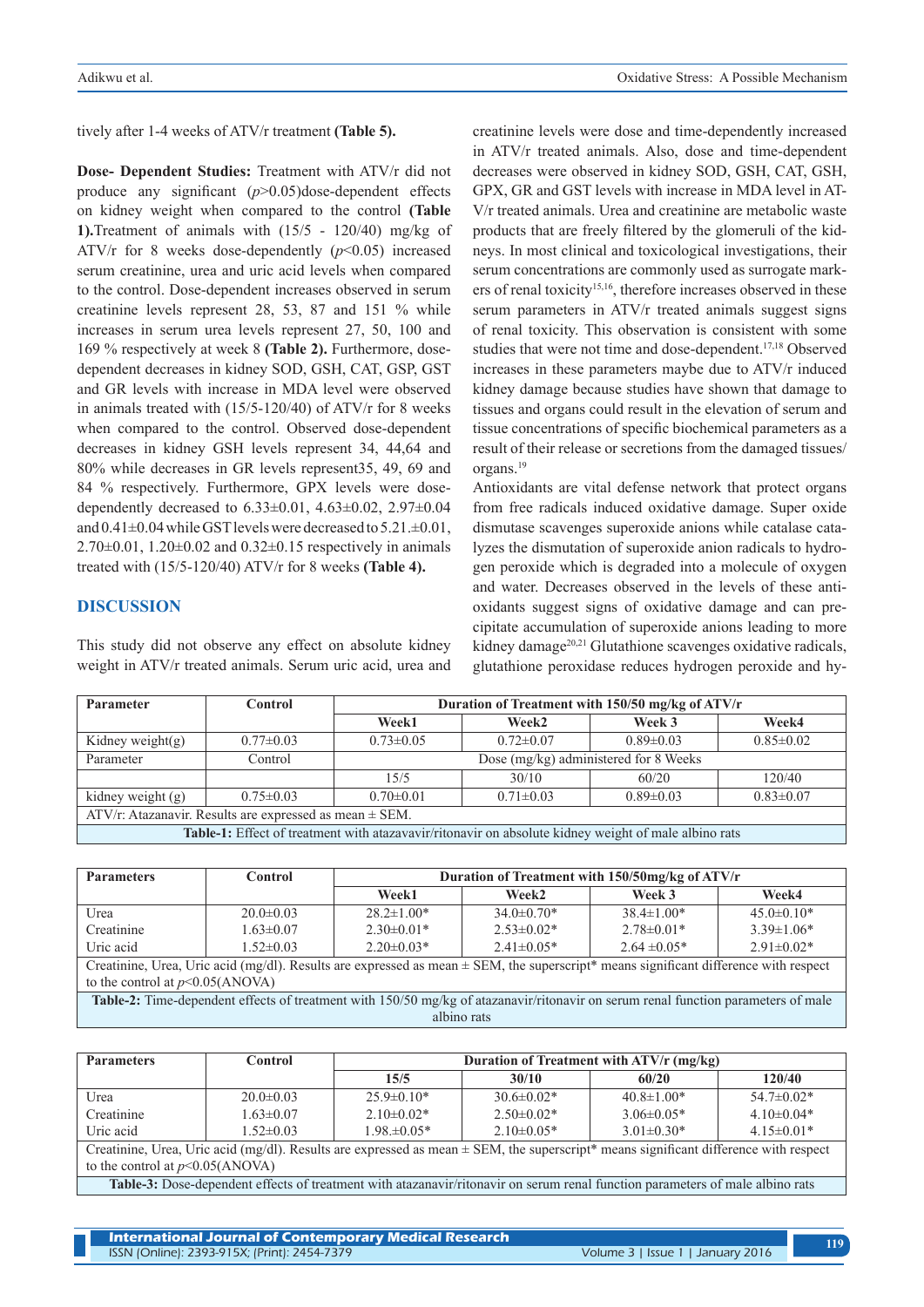tively after 1-4 weeks of ATV/r treatment **(Table 5).**

**Dose- Dependent Studies:** Treatment with ATV/r did not produce any significant ($p$>0.05)dose-dependent effects on kidney weight when compared to the control **(Table 1).**Treatment of animals with (15/5 - 120/40) mg/kg of ATV/r for 8 weeks dose-dependently ($p$<0.05) increased serum creatinine, urea and uric acid levels when compared to the control. Dose-dependent increases observed in serum creatinine levels represent 28, 53, 87 and 151 % while increases in serum urea levels represent 27, 50, 100 and 169 % respectively at week 8 **(Table 2).** Furthermore, dose-dependent decreases in kidney SOD, GSH, CAT, GSP, GST and GR levels with increase in MDA level were observed in animals treated with (15/5-120/40) of ATV/r for 8 weeks when compared to the control. Observed dose-dependent decreases in kidney GSH levels represent 34, 44,64 and 80% while decreases in GR levels represent35, 49, 69 and 84 % respectively. Furthermore, GPX levels were dose-dependently decreased to 6.33±0.01, 4.63±0.02, 2.97±0.04 and 0.41±0.04 while GST levels were decreased to 5.21.±0.01, 2.70±0.01, 1.20±0.02 and 0.32±0.15 respectively in animals treated with (15/5-120/40) ATV/r for 8 weeks **(Table 4).**

## DISCUSSION

This study did not observe any effect on absolute kidney weight in ATV/r treated animals. Serum uric acid, urea and creatinine levels were dose and time-dependently increased in ATV/r treated animals. Also, dose and time-dependent decreases were observed in kidney SOD, GSH, CAT, GSH, GPX, GR and GST levels with increase in MDA level in ATV/r treated animals. Urea and creatinine are metabolic waste products that are freely filtered by the glomeruli of the kidneys. In most clinical and toxicological investigations, their serum concentrations are commonly used as surrogate markers of renal toxicity[15,16], therefore increases observed in these serum parameters in ATV/r treated animals suggest signs of renal toxicity. This observation is consistent with some studies that were not time and dose-dependent.[17,18] Observed increases in these parameters maybe due to ATV/r induced kidney damage because studies have shown that damage to tissues and organs could result in the elevation of serum and tissue concentrations of specific biochemical parameters as a result of their release or secretions from the damaged tissues/organs.[19]

Antioxidants are vital defense network that protect organs from free radicals induced oxidative damage. Super oxide dismutase scavenges superoxide anions while catalase catalyzes the dismutation of superoxide anion radicals to hydrogen peroxide which is degraded into a molecule of oxygen and water. Decreases observed in the levels of these antioxidants suggest signs of oxidative damage and can precipitate accumulation of superoxide anions leading to more kidney damage[20,21] Glutathione scavenges oxidative radicals, glutathione peroxidase reduces hydrogen peroxide and hy-

| Parameter | Control | Duration of Treatment with 150/50 mg/kg of ATV/r | | | |
|---|---|---|---|---|---|
| | | Week1 | Week2 | Week 3 | Week4 |
| Kidney weight(g) | 0.77±0.03 | 0.73±0.05 | 0.72±0.07 | 0.89±0.03 | 0.85±0.02 |
| Parameter | Control | Dose (mg/kg) administered for 8 Weeks | | | |
| | | 15/5 | 30/10 | 60/20 | 120/40 |
| kidney weight (g) | 0.75±0.03 | 0.70±0.01 | 0.71±0.03 | 0.89±0.03 | 0.83±0.07 |
| ATV/r: Atazanavir. Results are expressed as mean ± SEM. | | | | | |

**Table-1:** Effect of treatment with atazavavir/ritonavir on absolute kidney weight of male albino rats

| Parameters | Control | Duration of Treatment with 150/50mg/kg of ATV/r | | | |
|---|---|---|---|---|---|
| | | Week1 | Week2 | Week 3 | Week4 |
| Urea | 20.0±0.03 | 28.2±1.00* | 34.0±0.70* | 38.4±1.00* | 45.0±0.10* |
| Creatinine | 1.63±0.07 | 2.30±0.01* | 2.53±0.02* | 2.78±0.01* | 3.39±1.06* |
| Uric acid | 1.52±0.03 | 2.20±0.03* | 2.41±0.05* | 2.64 ±0.05* | 2.91±0.02* |
| Creatinine, Urea, Uric acid (mg/dl). Results are expressed as mean ± SEM, the superscript* means significant difference with respect to the control at $p$<0.05(ANOVA) | | | | | |

**Table-2:** Time-dependent effects of treatment with 150/50 mg/kg of atazanavir/ritonavir on serum renal function parameters of male albino rats

| Parameters | Control | Duration of Treatment with ATV/r (mg/kg) | | | |
|---|---|---|---|---|---|
| | | 15/5 | 30/10 | 60/20 | 120/40 |
| Urea | 20.0±0.03 | 25.9±0.10* | 30.6±0.02* | 40.8±1.00* | 54.7±0.02* |
| Creatinine | 1.63±0.07 | 2.10±0.02* | 2.50±0.02* | 3.06±0.05* | 4.10±0.04* |
| Uric acid | 1.52±0.03 | 1.98.±0.05* | 2.10±0.05* | 3.01±0.30* | 4.15±0.01* |
| Creatinine, Urea, Uric acid (mg/dl). Results are expressed as mean ± SEM, the superscript* means significant difference with respect to the control at $p$<0.05(ANOVA) | | | | | |

**Table-3:** Dose-dependent effects of treatment with atazanavir/ritonavir on serum renal function parameters of male albino rats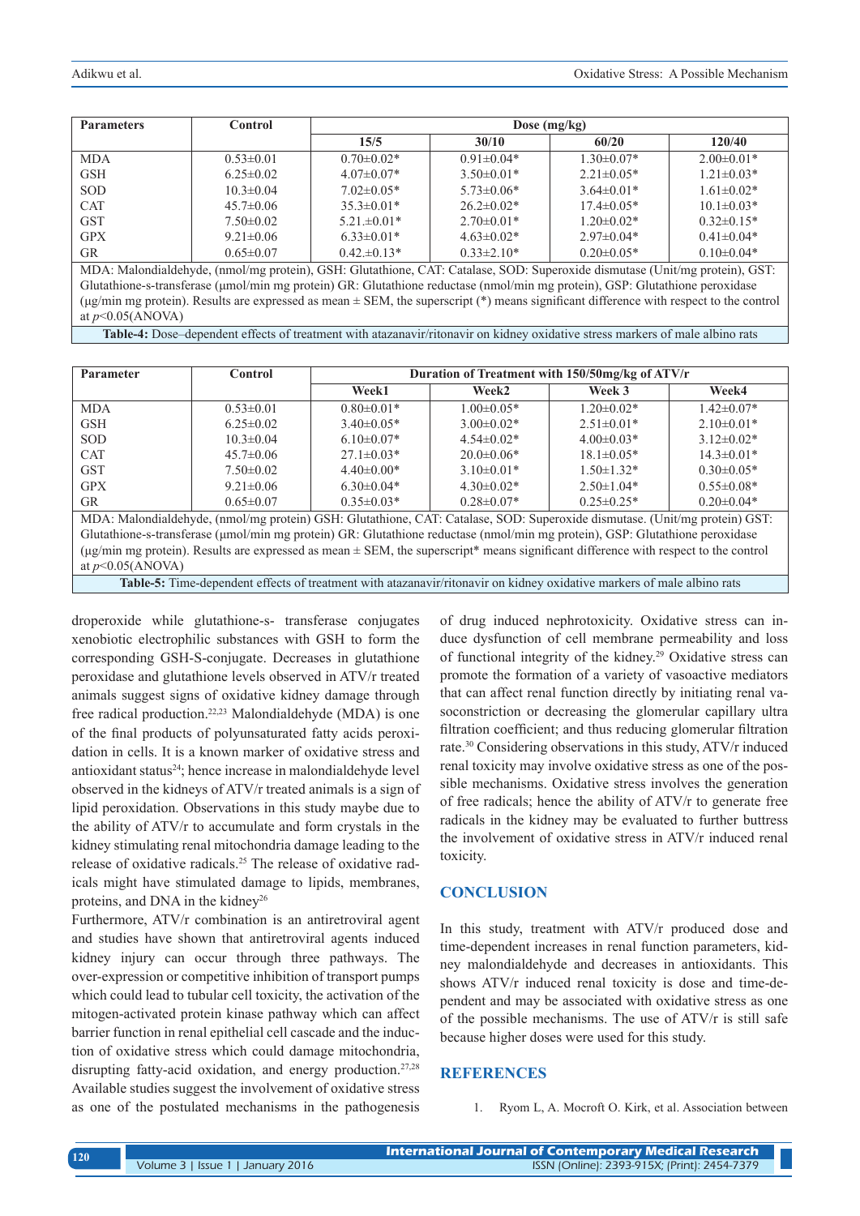| Parameters | Control | Dose (mg/kg) | | | |
|---|---|---|---|---|---|
| | | 15/5 | 30/10 | 60/20 | 120/40 |
| MDA | 0.53±0.01 | 0.70±0.02* | 0.91±0.04* | 1.30±0.07* | 2.00±0.01* |
| GSH | 6.25±0.02 | 4.07±0.07* | 3.50±0.01* | 2.21±0.05* | 1.21±0.03* |
| SOD | 10.3±0.04 | 7.02±0.05* | 5.73±0.06* | 3.64±0.01* | 1.61±0.02* |
| CAT | 45.7±0.06 | 35.3±0.01* | 26.2±0.02* | 17.4±0.05* | 10.1±0.03* |
| GST | 7.50±0.02 | 5.21.±0.01* | 2.70±0.01* | 1.20±0.02* | 0.32±0.15* |
| GPX | 9.21±0.06 | 6.33±0.01* | 4.63±0.02* | 2.97±0.04* | 0.41±0.04* |
| GR | 0.65±0.07 | 0.42.±0.13* | 0.33±2.10* | 0.20±0.05* | 0.10±0.04* |

MDA: Malondialdehyde, (nmol/mg protein), GSH: Glutathione, CAT: Catalase, SOD: Superoxide dismutase (Unit/mg protein), GST: Glutathione-s-transferase (μmol/min mg protein) GR: Glutathione reductase (nmol/min mg protein), GSP: Glutathione peroxidase (μg/min mg protein). Results are expressed as mean ± SEM, the superscript (*) means significant difference with respect to the control at $p<0.05$(ANOVA)

**Table-4:** Dose–dependent effects of treatment with atazanavir/ritonavir on kidney oxidative stress markers of male albino rats

| Parameter | Control | Duration of Treatment with 150/50mg/kg of ATV/r | | | |
|---|---|---|---|---|---|
| | | Week1 | Week2 | Week 3 | Week4 |
| MDA | 0.53±0.01 | 0.80±0.01* | 1.00±0.05* | 1.20±0.02* | 1.42±0.07* |
| GSH | 6.25±0.02 | 3.40±0.05* | 3.00±0.02* | 2.51±0.01* | 2.10±0.01* |
| SOD | 10.3±0.04 | 6.10±0.07* | 4.54±0.02* | 4.00±0.03* | 3.12±0.02* |
| CAT | 45.7±0.06 | 27.1±0.03* | 20.0±0.06* | 18.1±0.05* | 14.3±0.01* |
| GST | 7.50±0.02 | 4.40±0.00* | 3.10±0.01* | 1.50±1.32* | 0.30±0.05* |
| GPX | 9.21±0.06 | 6.30±0.04* | 4.30±0.02* | 2.50±1.04* | 0.55±0.08* |
| GR | 0.65±0.07 | 0.35±0.03* | 0.28±0.07* | 0.25±0.25* | 0.20±0.04* |

MDA: Malondialdehyde, (nmol/mg protein) GSH: Glutathione, CAT: Catalase, SOD: Superoxide dismutase. (Unit/mg protein) GST: Glutathione-s-transferase (μmol/min mg protein) GR: Glutathione reductase (nmol/min mg protein), GSP: Glutathione peroxidase (μg/min mg protein). Results are expressed as mean ± SEM, the superscript* means significant difference with respect to the control at $p<0.05$(ANOVA)

**Table-5:** Time-dependent effects of treatment with atazanavir/ritonavir on kidney oxidative markers of male albino rats

droperoxide while glutathione-s- transferase conjugates xenobiotic electrophilic substances with GSH to form the corresponding GSH-S-conjugate. Decreases in glutathione peroxidase and glutathione levels observed in ATV/r treated animals suggest signs of oxidative kidney damage through free radical production.[22,23] Malondialdehyde (MDA) is one of the final products of polyunsaturated fatty acids peroxidation in cells. It is a known marker of oxidative stress and antioxidant status[24]; hence increase in malondialdehyde level observed in the kidneys of ATV/r treated animals is a sign of lipid peroxidation. Observations in this study maybe due to the ability of ATV/r to accumulate and form crystals in the kidney stimulating renal mitochondria damage leading to the release of oxidative radicals.[25] The release of oxidative radicals might have stimulated damage to lipids, membranes, proteins, and DNA in the kidney[26]

Furthermore, ATV/r combination is an antiretroviral agent and studies have shown that antiretroviral agents induced kidney injury can occur through three pathways. The over-expression or competitive inhibition of transport pumps which could lead to tubular cell toxicity, the activation of the mitogen-activated protein kinase pathway which can affect barrier function in renal epithelial cell cascade and the induction of oxidative stress which could damage mitochondria, disrupting fatty-acid oxidation, and energy production.[27,28] Available studies suggest the involvement of oxidative stress as one of the postulated mechanisms in the pathogenesis of drug induced nephrotoxicity. Oxidative stress can induce dysfunction of cell membrane permeability and loss of functional integrity of the kidney.[29] Oxidative stress can promote the formation of a variety of vasoactive mediators that can affect renal function directly by initiating renal vasoconstriction or decreasing the glomerular capillary ultra filtration coefficient; and thus reducing glomerular filtration rate.[30] Considering observations in this study, ATV/r induced renal toxicity may involve oxidative stress as one of the possible mechanisms. Oxidative stress involves the generation of free radicals; hence the ability of ATV/r to generate free radicals in the kidney may be evaluated to further buttress the involvement of oxidative stress in ATV/r induced renal toxicity.

## CONCLUSION

In this study, treatment with ATV/r produced dose and time-dependent increases in renal function parameters, kidney malondialdehyde and decreases in antioxidants. This shows ATV/r induced renal toxicity is dose and time-dependent and may be associated with oxidative stress as one of the possible mechanisms. The use of ATV/r is still safe because higher doses were used for this study.

## REFERENCES

1. Ryom L, A. Mocroft O. Kirk, et al. Association between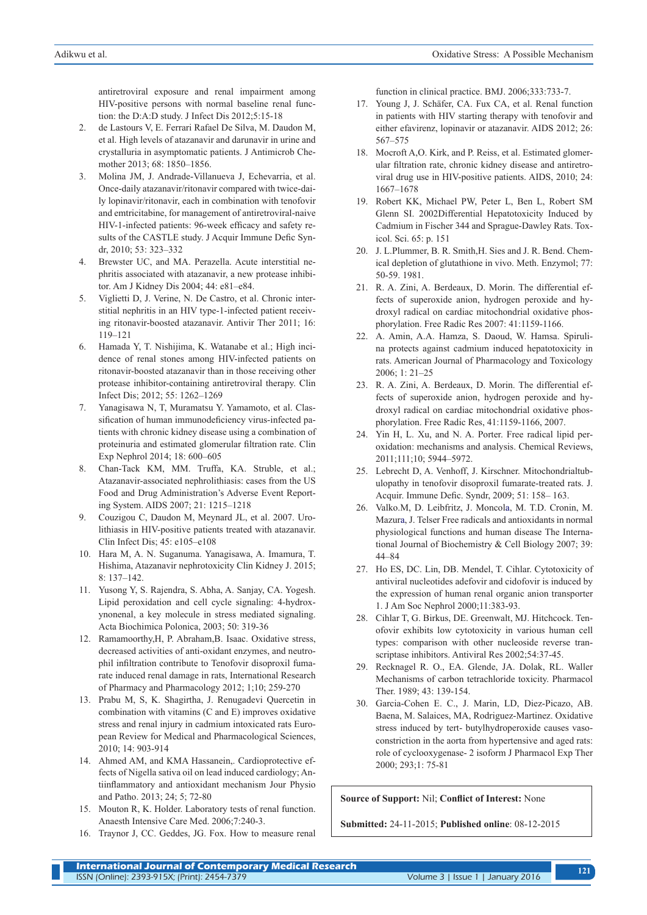antiretroviral exposure and renal impairment among HIV-positive persons with normal baseline renal function: the D:A:D study. J Infect Dis 2012;5:15-18

2. de Lastours V, E. Ferrari Rafael De Silva, M. Daudon M, et al. High levels of atazanavir and darunavir in urine and crystalluria in asymptomatic patients. J Antimicrob Chemother 2013; 68: 1850–1856.
3. Molina JM, J. Andrade-Villanueva J, Echevarria, et al. Once-daily atazanavir/ritonavir compared with twice-daily lopinavir/ritonavir, each in combination with tenofovir and emtricitabine, for management of antiretroviral-naive HIV-1-infected patients: 96-week efficacy and safety results of the CASTLE study. J Acquir Immune Defic Syndr, 2010; 53: 323–332
4. Brewster UC, and MA. Perazella. Acute interstitial nephritis associated with atazanavir, a new protease inhibitor. Am J Kidney Dis 2004; 44: e81–e84.
5. Viglietti D, J. Verine, N. De Castro, et al. Chronic interstitial nephritis in an HIV type-1-infected patient receiving ritonavir-boosted atazanavir. Antivir Ther 2011; 16: 119–121
6. Hamada Y, T. Nishijima, K. Watanabe et al.; High incidence of renal stones among HIV-infected patients on ritonavir-boosted atazanavir than in those receiving other protease inhibitor-containing antiretroviral therapy. Clin Infect Dis; 2012; 55: 1262–1269
7. Yanagisawa N, T, Muramatsu Y. Yamamoto, et al. Classification of human immunodeficiency virus-infected patients with chronic kidney disease using a combination of proteinuria and estimated glomerular filtration rate. Clin Exp Nephrol 2014; 18: 600–605
8. Chan-Tack KM, MM. Truffa, KA. Struble, et al.; Atazanavir-associated nephrolithiasis: cases from the US Food and Drug Administration's Adverse Event Reporting System. AIDS 2007; 21: 1215–1218
9. Couzigou C, Daudon M, Meynard JL, et al. 2007. Urolithiasis in HIV-positive patients treated with atazanavir. Clin Infect Dis; 45: e105–e108
10. Hara M, A. N. Suganuma. Yanagisawa, A. Imamura, T. Hishima, Atazanavir nephrotoxicity Clin Kidney J. 2015; 8: 137–142.
11. Yusong Y, S. Rajendra, S. Abha, A. Sanjay, CA. Yogesh. Lipid peroxidation and cell cycle signaling: 4-hydroxynonenal, a key molecule in stress mediated signaling. Acta Biochimica Polonica, 2003; 50: 319-36
12. Ramamoorthy,H, P. Abraham,B. Isaac. Oxidative stress, decreased activities of anti-oxidant enzymes, and neutrophil infiltration contribute to Tenofovir disoproxil fumarate induced renal damage in rats, International Research of Pharmacy and Pharmacology 2012; 1;10; 259-270
13. Prabu M, S, K. Shagirtha, J. Renugadevi Quercetin in combination with vitamins (C and E) improves oxidative stress and renal injury in cadmium intoxicated rats European Review for Medical and Pharmacological Sciences, 2010; 14: 903-914
14. Ahmed AM, and KMA Hassanein,. Cardioprotective effects of Nigella sativa oil on lead induced cardiology; Antiinflammatory and antioxidant mechanism Jour Physio and Patho. 2013; 24; 5; 72-80
15. Mouton R, K. Holder. Laboratory tests of renal function. Anaesth Intensive Care Med. 2006;7:240-3.
16. Traynor J, CC. Geddes, JG. Fox. How to measure renal function in clinical practice. BMJ. 2006;333:733-7.
17. Young J, J. Schäfer, CA. Fux CA, et al. Renal function in patients with HIV starting therapy with tenofovir and either efavirenz, lopinavir or atazanavir. AIDS 2012; 26: 567–575
18. Mocroft A,O. Kirk, and P. Reiss, et al. Estimated glomerular filtration rate, chronic kidney disease and antiretroviral drug use in HIV-positive patients. AIDS, 2010; 24: 1667–1678
19. Robert KK, Michael PW, Peter L, Ben L, Robert SM Glenn SI. 2002Differential Hepatotoxicity Induced by Cadmium in Fischer 344 and Sprague-Dawley Rats. Toxicol. Sci. 65: p. 151
20. J. L.Plummer, B. R. Smith,H. Sies and J. R. Bend. Chemical depletion of glutathione in vivo. Meth. Enzymol; 77: 50-59. 1981.
21. R. A. Zini, A. Berdeaux, D. Morin. The differential effects of superoxide anion, hydrogen peroxide and hydroxyl radical on cardiac mitochondrial oxidative phosphorylation. Free Radic Res 2007: 41:1159-1166.
22. A. Amin, A.A. Hamza, S. Daoud, W. Hamsa. Spirulina protects against cadmium induced hepatotoxicity in rats. American Journal of Pharmacology and Toxicology 2006; 1: 21–25
23. R. A. Zini, A. Berdeaux, D. Morin. The differential effects of superoxide anion, hydrogen peroxide and hydroxyl radical on cardiac mitochondrial oxidative phosphorylation. Free Radic Res, 41:1159-1166, 2007.
24. Yin H, L. Xu, and N. A. Porter. Free radical lipid peroxidation: mechanisms and analysis. Chemical Reviews, 2011;111;10; 5944–5972.
25. Lebrecht D, A. Venhoff, J. Kirschner. Mitochondrialtubulopathy in tenofovir disoproxil fumarate-treated rats. J. Acquir. Immune Defic. Syndr, 2009; 51: 158– 163.
26. Valko.M, D. Leibfritz, J. Moncola, M. T.D. Cronin, M. Mazura, J. Telser Free radicals and antioxidants in normal physiological functions and human disease The International Journal of Biochemistry & Cell Biology 2007; 39: 44–84
27. Ho ES, DC. Lin, DB. Mendel, T. Cihlar. Cytotoxicity of antiviral nucleotides adefovir and cidofovir is induced by the expression of human renal organic anion transporter 1. J Am Soc Nephrol 2000;11:383-93.
28. Cihlar T, G. Birkus, DE. Greenwalt, MJ. Hitchcock. Tenofovir exhibits low cytotoxicity in various human cell types: comparison with other nucleoside reverse transcriptase inhibitors. Antiviral Res 2002;54:37-45.
29. Recknagel R. O., EA. Glende, JA. Dolak, RL. Waller Mechanisms of carbon tetrachloride toxicity. Pharmacol Ther. 1989; 43: 139-154.
30. Garcia-Cohen E. C., J. Marin, LD, Diez-Picazo, AB. Baena, M. Salaices, MA, Rodriguez-Martinez. Oxidative stress induced by tert- butylhydroperoxide causes vasoconstriction in the aorta from hypertensive and aged rats: role of cyclooxygenase- 2 isoform J Pharmacol Exp Ther 2000; 293;1: 75-81

**Source of Support:** Nil; **Conflict of Interest:** None

**Submitted:** 24-11-2015; **Published online**: 08-12-2015